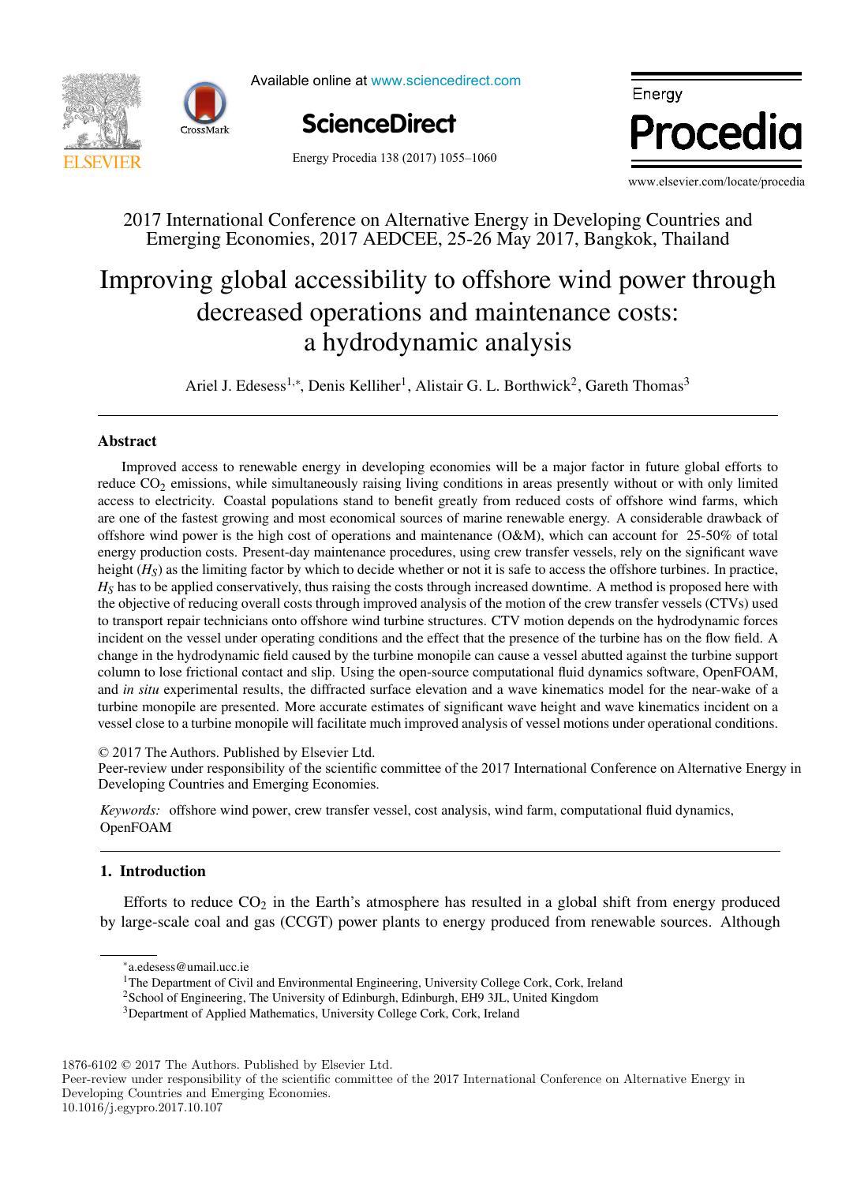2017 International Conference on Alternative Energy in Developing Countries and Emerging Economies, 2017 AEDCEE, 25-26 May 2017, Bangkok, Thailand

# Improving global accessibility to offshore wind power through decreased operations and maintenance costs: a hydrodynamic analysis

Ariel J. Edesess[1,*], Denis Kelliher[1], Alistair G. L. Borthwick[2], Gareth Thomas[3]

## Abstract

Improved access to renewable energy in developing economies will be a major factor in future global efforts to reduce $CO_2$ emissions, while simultaneously raising living conditions in areas presently without or with only limited access to electricity. Coastal populations stand to benefit greatly from reduced costs of offshore wind farms, which are one of the fastest growing and most economical sources of marine renewable energy. A considerable drawback of offshore wind power is the high cost of operations and maintenance (O&M), which can account for 25-50% of total energy production costs. Present-day maintenance procedures, using crew transfer vessels, rely on the significant wave height ($H_S$) as the limiting factor by which to decide whether or not it is safe to access the offshore turbines. In practice, $H_S$ has to be applied conservatively, thus raising the costs through increased downtime. A method is proposed here with the objective of reducing overall costs through improved analysis of the motion of the crew transfer vessels (CTVs) used to transport repair technicians onto offshore wind turbine structures. CTV motion depends on the hydrodynamic forces incident on the vessel under operating conditions and the effect that the presence of the turbine has on the flow field. A change in the hydrodynamic field caused by the turbine monopile can cause a vessel abutted against the turbine support column to lose frictional contact and slip. Using the open-source computational fluid dynamics software, OpenFOAM, and *in situ* experimental results, the diffracted surface elevation and a wave kinematics model for the near-wake of a turbine monopile are presented. More accurate estimates of significant wave height and wave kinematics incident on a vessel close to a turbine monopile will facilitate much improved analysis of vessel motions under operational conditions.

© 2017 The Authors. Published by Elsevier Ltd.
Peer-review under responsibility of the scientific committee of the 2017 International Conference on Alternative Energy in Developing Countries and Emerging Economies.

*Keywords:* offshore wind power, crew transfer vessel, cost analysis, wind farm, computational fluid dynamics, OpenFOAM

## 1. Introduction

Efforts to reduce $CO_2$ in the Earth's atmosphere has resulted in a global shift from energy produced by large-scale coal and gas (CCGT) power plants to energy produced from renewable sources. Although

---

[*] a.edesess@umail.ucc.ie
[1] The Department of Civil and Environmental Engineering, University College Cork, Cork, Ireland
[2] School of Engineering, The University of Edinburgh, Edinburgh, EH9 3JL, United Kingdom
[3] Department of Applied Mathematics, University College Cork, Cork, Ireland

1876-6102 © 2017 The Authors. Published by Elsevier Ltd.
Peer-review under responsibility of the scientific committee of the 2017 International Conference on Alternative Energy in Developing Countries and Emerging Economies.
10.1016/j.egypro.2017.10.107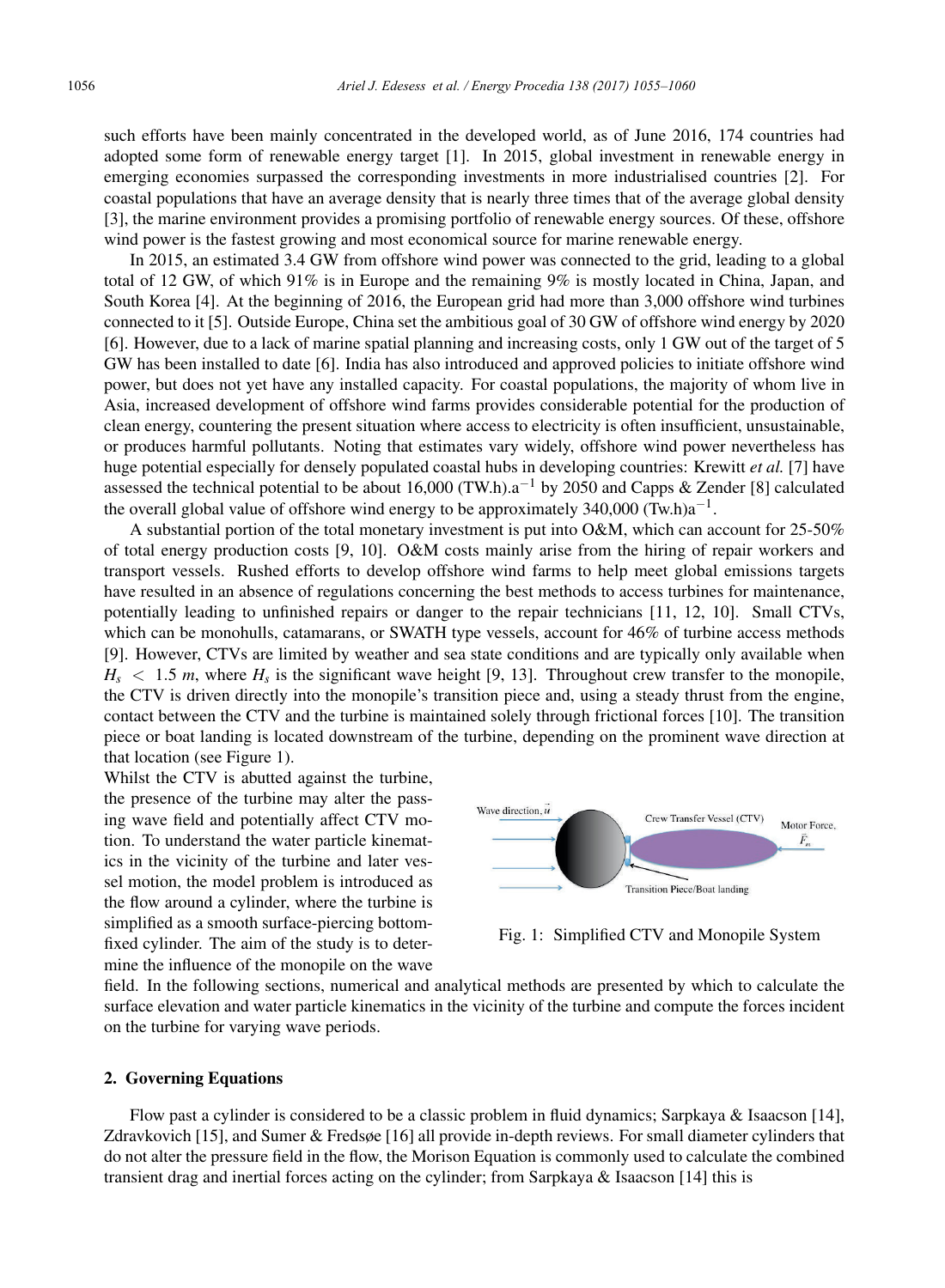such efforts have been mainly concentrated in the developed world, as of June 2016, 174 countries had adopted some form of renewable energy target [1]. In 2015, global investment in renewable energy in emerging economies surpassed the corresponding investments in more industrialised countries [2]. For coastal populations that have an average density that is nearly three times that of the average global density [3], the marine environment provides a promising portfolio of renewable energy sources. Of these, offshore wind power is the fastest growing and most economical source for marine renewable energy.

In 2015, an estimated 3.4 GW from offshore wind power was connected to the grid, leading to a global total of 12 GW, of which 91% is in Europe and the remaining 9% is mostly located in China, Japan, and South Korea [4]. At the beginning of 2016, the European grid had more than 3,000 offshore wind turbines connected to it [5]. Outside Europe, China set the ambitious goal of 30 GW of offshore wind energy by 2020 [6]. However, due to a lack of marine spatial planning and increasing costs, only 1 GW out of the target of 5 GW has been installed to date [6]. India has also introduced and approved policies to initiate offshore wind power, but does not yet have any installed capacity. For coastal populations, the majority of whom live in Asia, increased development of offshore wind farms provides considerable potential for the production of clean energy, countering the present situation where access to electricity is often insufficient, unsustainable, or produces harmful pollutants. Noting that estimates vary widely, offshore wind power nevertheless has huge potential especially for densely populated coastal hubs in developing countries: Krewitt *et al.* [7] have assessed the technical potential to be about 16,000 (TW.h).$a^{-1}$ by 2050 and Capps & Zender [8] calculated the overall global value of offshore wind energy to be approximately 340,000 (Tw.h)$a^{-1}$.

A substantial portion of the total monetary investment is put into O&M, which can account for 25-50% of total energy production costs [9, 10]. O&M costs mainly arise from the hiring of repair workers and transport vessels. Rushed efforts to develop offshore wind farms to help meet global emissions targets have resulted in an absence of regulations concerning the best methods to access turbines for maintenance, potentially leading to unfinished repairs or danger to the repair technicians [11, 12, 10]. Small CTVs, which can be monohulls, catamarans, or SWATH type vessels, account for 46% of turbine access methods [9]. However, CTVs are limited by weather and sea state conditions and are typically only available when $H_s < 1.5\ m$, where $H_s$ is the significant wave height [9, 13]. Throughout crew transfer to the monopile, the CTV is driven directly into the monopile's transition piece and, using a steady thrust from the engine, contact between the CTV and the turbine is maintained solely through frictional forces [10]. The transition piece or boat landing is located downstream of the turbine, depending on the prominent wave direction at that location (see Figure 1).

Whilst the CTV is abutted against the turbine, the presence of the turbine may alter the passing wave field and potentially affect CTV motion. To understand the water particle kinematics in the vicinity of the turbine and later vessel motion, the model problem is introduced as the flow around a cylinder, where the turbine is simplified as a smooth surface-piercing bottom-fixed cylinder. The aim of the study is to determine the influence of the monopile on the wave field. In the following sections, numerical and analytical methods are presented by which to calculate the surface elevation and water particle kinematics in the vicinity of the turbine and compute the forces incident on the turbine for varying wave periods.

Fig. 1: Simplified CTV and Monopile System

## 2. Governing Equations

Flow past a cylinder is considered to be a classic problem in fluid dynamics; Sarpkaya & Isaacson [14], Zdravkovich [15], and Sumer & Fredsøe [16] all provide in-depth reviews. For small diameter cylinders that do not alter the pressure field in the flow, the Morison Equation is commonly used to calculate the combined transient drag and inertial forces acting on the cylinder; from Sarpkaya & Isaacson [14] this is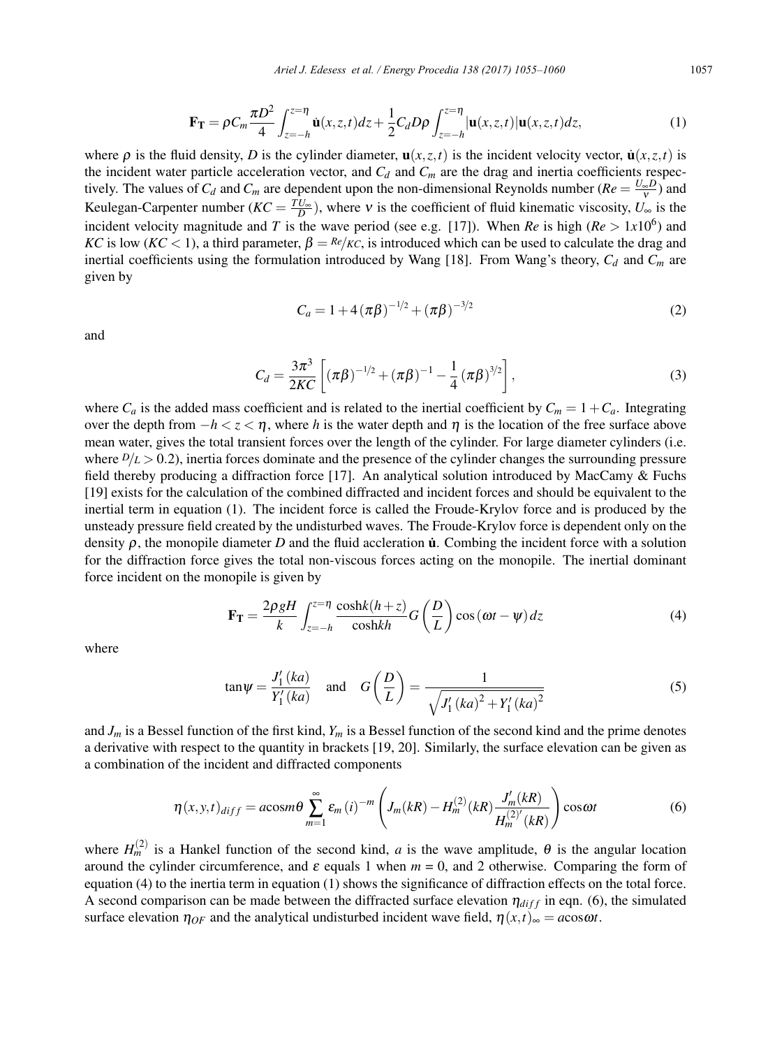$$\mathbf{F_T} = \rho C_m \frac{\pi D^2}{4} \int_{z=-h}^{z=\eta} \dot{\mathbf{u}}(x,z,t)dz + \frac{1}{2} C_d D \rho \int_{z=-h}^{z=\eta} |\mathbf{u}(x,z,t)| \mathbf{u}(x,z,t)dz, \tag{1}$$

where $\rho$ is the fluid density, $D$ is the cylinder diameter, $\mathbf{u}(x,z,t)$ is the incident velocity vector, $\dot{\mathbf{u}}(x,z,t)$ is the incident water particle acceleration vector, and $C_d$ and $C_m$ are the drag and inertia coefficients respectively. The values of $C_d$ and $C_m$ are dependent upon the non-dimensional Reynolds number ($Re = \frac{U_\infty D}{\nu}$) and Keulegan-Carpenter number ($KC = \frac{TU_\infty}{D}$), where $\nu$ is the coefficient of fluid kinematic viscosity, $U_\infty$ is the incident velocity magnitude and $T$ is the wave period (see e.g. [17]). When $Re$ is high ($Re > 1x10^6$) and $KC$ is low ($KC < 1$), a third parameter, $\beta = Re/KC$, is introduced which can be used to calculate the drag and inertial coefficients using the formulation introduced by Wang [18]. From Wang's theory, $C_d$ and $C_m$ are given by

$$C_a = 1 + 4(\pi\beta)^{-1/2} + (\pi\beta)^{-3/2} \tag{2}$$

and

$$C_d = \frac{3\pi^3}{2KC}\left[(\pi\beta)^{-1/2} + (\pi\beta)^{-1} - \frac{1}{4}(\pi\beta)^{3/2}\right], \tag{3}$$

where $C_a$ is the added mass coefficient and is related to the inertial coefficient by $C_m = 1 + C_a$. Integrating over the depth from $-h < z < \eta$, where $h$ is the water depth and $\eta$ is the location of the free surface above mean water, gives the total transient forces over the length of the cylinder. For large diameter cylinders (i.e. where $D/L > 0.2$), inertia forces dominate and the presence of the cylinder changes the surrounding pressure field thereby producing a diffraction force [17]. An analytical solution introduced by MacCamy & Fuchs [19] exists for the calculation of the combined diffracted and incident forces and should be equivalent to the inertial term in equation (1). The incident force is called the Froude-Krylov force and is produced by the unsteady pressure field created by the undisturbed waves. The Froude-Krylov force is dependent only on the density $\rho$, the monopile diameter $D$ and the fluid accleration $\dot{\mathbf{u}}$. Combing the incident force with a solution for the diffraction force gives the total non-viscous forces acting on the monopile. The inertial dominant force incident on the monopile is given by

$$\mathbf{F_T} = \frac{2\rho g H}{k} \int_{z=-h}^{z=\eta} \frac{\cosh k(h+z)}{\cosh kh} G\left(\frac{D}{L}\right) \cos(\omega t - \psi)\, dz \tag{4}$$

where

$$\tan\psi = \frac{J_1'(ka)}{Y_1'(ka)} \quad \text{and} \quad G\left(\frac{D}{L}\right) = \frac{1}{\sqrt{J_1'(ka)^2 + Y_1'(ka)^2}} \tag{5}$$

and $J_m$ is a Bessel function of the first kind, $Y_m$ is a Bessel function of the second kind and the prime denotes a derivative with respect to the quantity in brackets [19, 20]. Similarly, the surface elevation can be given as a combination of the incident and diffracted components

$$\eta(x,y,t)_{diff} = a\cos m\theta \sum_{m=1}^{\infty} \varepsilon_m (i)^{-m} \left( J_m(kR) - H_m^{(2)}(kR) \frac{J_m'(kR)}{H_m^{(2)'}(kR)} \right) \cos\omega t \tag{6}$$

where $H_m^{(2)}$ is a Hankel function of the second kind, $a$ is the wave amplitude, $\theta$ is the angular location around the cylinder circumference, and $\varepsilon$ equals 1 when $m = 0$, and 2 otherwise. Comparing the form of equation (4) to the inertia term in equation (1) shows the significance of diffraction effects on the total force. A second comparison can be made between the diffracted surface elevation $\eta_{diff}$ in eqn. (6), the simulated surface elevation $\eta_{OF}$ and the analytical undisturbed incident wave field, $\eta(x,t)_\infty = a\cos\omega t$.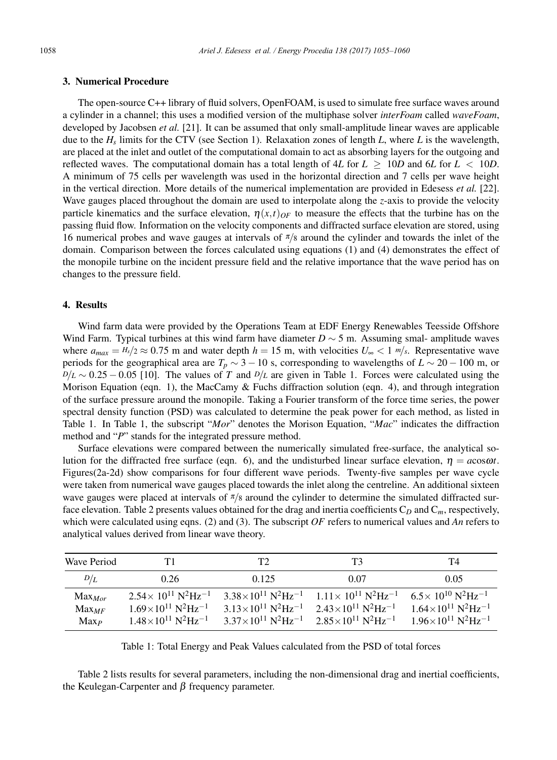## 3. Numerical Procedure

The open-source C++ library of fluid solvers, OpenFOAM, is used to simulate free surface waves around a cylinder in a channel; this uses a modified version of the multiphase solver *interFoam* called *waveFoam*, developed by Jacobsen *et al.* [21]. It can be assumed that only small-amplitude linear waves are applicable due to the $H_s$ limits for the CTV (see Section 1). Relaxation zones of length $L$, where $L$ is the wavelength, are placed at the inlet and outlet of the computational domain to act as absorbing layers for the outgoing and reflected waves. The computational domain has a total length of $4L$ for $L \geq 10D$ and $6L$ for $L < 10D$. A minimum of 75 cells per wavelength was used in the horizontal direction and 7 cells per wave height in the vertical direction. More details of the numerical implementation are provided in Edesess *et al.* [22]. Wave gauges placed throughout the domain are used to interpolate along the *z*-axis to provide the velocity particle kinematics and the surface elevation, $\eta(x,t)_{OF}$ to measure the effects that the turbine has on the passing fluid flow. Information on the velocity components and diffracted surface elevation are stored, using 16 numerical probes and wave gauges at intervals of $\pi/8$ around the cylinder and towards the inlet of the domain. Comparison between the forces calculated using equations (1) and (4) demonstrates the effect of the monopile turbine on the incident pressure field and the relative importance that the wave period has on changes to the pressure field.

## 4. Results

Wind farm data were provided by the Operations Team at EDF Energy Renewables Teesside Offshore Wind Farm. Typical turbines at this wind farm have diameter $D \sim 5$ m. Assuming smal- amplitude waves where $a_{max} = H_s/2 \approx 0.75$ m and water depth $h = 15$ m, with velocities $U_\infty < 1$ $m/s$. Representative wave periods for the geographical area are $T_p \sim 3-10$ s, corresponding to wavelengths of $L \sim 20-100$ m, or $D/L \sim 0.25-0.05$ [10]. The values of $T$ and $D/L$ are given in Table 1. Forces were calculated using the Morison Equation (eqn. 1), the MacCamy & Fuchs diffraction solution (eqn. 4), and through integration of the surface pressure around the monopile. Taking a Fourier transform of the force time series, the power spectral density function (PSD) was calculated to determine the peak power for each method, as listed in Table 1. In Table 1, the subscript "*Mor*" denotes the Morison Equation, "*Mac*" indicates the diffraction method and "*P*" stands for the integrated pressure method.

Surface elevations were compared between the numerically simulated free-surface, the analytical solution for the diffracted free surface (eqn. 6), and the undisturbed linear surface elevation, $\eta = a\cos\omega t$. Figures(2a-2d) show comparisons for four different wave periods. Twenty-five samples per wave cycle were taken from numerical wave gauges placed towards the inlet along the centreline. An additional sixteen wave gauges were placed at intervals of $\pi/8$ around the cylinder to determine the simulated diffracted surface elevation. Table 2 presents values obtained for the drag and inertia coefficients $C_D$ and $C_m$, respectively, which were calculated using eqns. (2) and (3). The subscript *OF* refers to numerical values and *An* refers to analytical values derived from linear wave theory.

| Wave Period | T1 | T2 | T3 | T4 |
|---|---|---|---|---|
| $D/L$ | 0.26 | 0.125 | 0.07 | 0.05 |
| $\text{Max}_{Mor}$ | $2.54\times 10^{11}$ $\text{N}^2\text{Hz}^{-1}$ | $3.38\times10^{11}$ $\text{N}^2\text{Hz}^{-1}$ | $1.11\times 10^{11}$ $\text{N}^2\text{Hz}^{-1}$ | $6.5\times 10^{10}$ $\text{N}^2\text{Hz}^{-1}$ |
| $\text{Max}_{MF}$ | $1.69\times10^{11}$ $\text{N}^2\text{Hz}^{-1}$ | $3.13\times10^{11}$ $\text{N}^2\text{Hz}^{-1}$ | $2.43\times10^{11}$ $\text{N}^2\text{Hz}^{-1}$ | $1.64\times10^{11}$ $\text{N}^2\text{Hz}^{-1}$ |
| $\text{Max}_{P}$ | $1.48\times10^{11}$ $\text{N}^2\text{Hz}^{-1}$ | $3.37\times10^{11}$ $\text{N}^2\text{Hz}^{-1}$ | $2.85\times10^{11}$ $\text{N}^2\text{Hz}^{-1}$ | $1.96\times10^{11}$ $\text{N}^2\text{Hz}^{-1}$ |

Table 1: Total Energy and Peak Values calculated from the PSD of total forces

Table 2 lists results for several parameters, including the non-dimensional drag and inertial coefficients, the Keulegan-Carpenter and $\beta$ frequency parameter.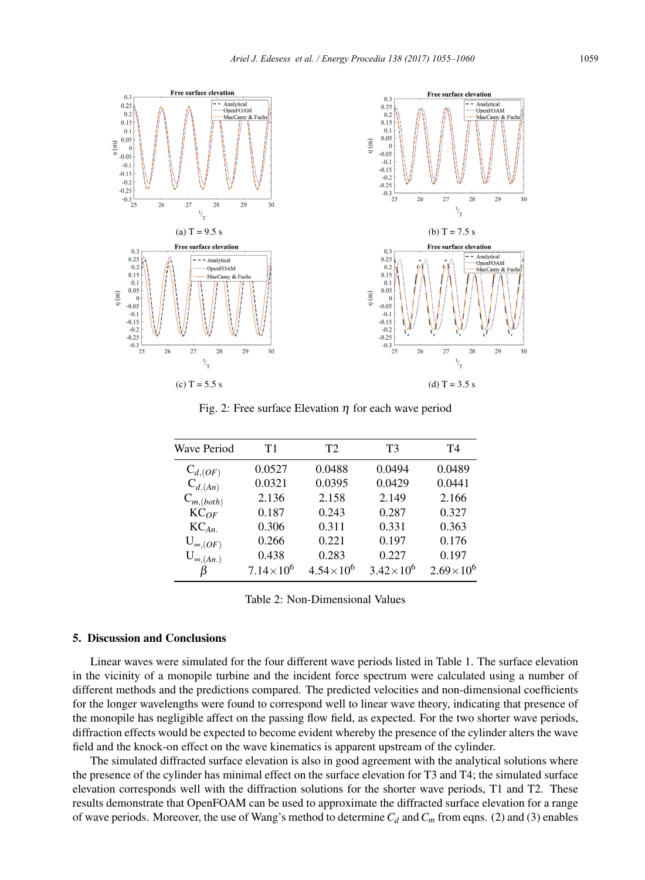(a) T = 9.5 s

(b) T = 7.5 s

(c) T = 5.5 s

(d) T = 3.5 s

Fig. 2: Free surface Elevation $\eta$ for each wave period

| Wave Period | T1 | T2 | T3 | T4 |
|---|---|---|---|---|
| $C_{d,(OF)}$ | 0.0527 | 0.0488 | 0.0494 | 0.0489 |
| $C_{d,(An)}$ | 0.0321 | 0.0395 | 0.0429 | 0.0441 |
| $C_{m,(both)}$ | 2.136 | 2.158 | 2.149 | 2.166 |
| $KC_{OF}$ | 0.187 | 0.243 | 0.287 | 0.327 |
| $KC_{An.}$ | 0.306 | 0.311 | 0.331 | 0.363 |
| $U_{\infty,(OF)}$ | 0.266 | 0.221 | 0.197 | 0.176 |
| $U_{\infty,(An.)}$ | 0.438 | 0.283 | 0.227 | 0.197 |
| $\beta$ | $7.14\times10^{6}$ | $4.54\times10^{6}$ | $3.42\times10^{6}$ | $2.69\times10^{6}$ |

Table 2: Non-Dimensional Values

## 5. Discussion and Conclusions

Linear waves were simulated for the four different wave periods listed in Table 1. The surface elevation in the vicinity of a monopile turbine and the incident force spectrum were calculated using a number of different methods and the predictions compared. The predicted velocities and non-dimensional coefficients for the longer wavelengths were found to correspond well to linear wave theory, indicating that presence of the monopile has negligible affect on the passing flow field, as expected. For the two shorter wave periods, diffraction effects would be expected to become evident whereby the presence of the cylinder alters the wave field and the knock-on effect on the wave kinematics is apparent upstream of the cylinder.

The simulated diffracted surface elevation is also in good agreement with the analytical solutions where the presence of the cylinder has minimal effect on the surface elevation for T3 and T4; the simulated surface elevation corresponds well with the diffraction solutions for the shorter wave periods, T1 and T2. These results demonstrate that OpenFOAM can be used to approximate the diffracted surface elevation for a range of wave periods. Moreover, the use of Wang's method to determine $C_d$ and $C_m$ from eqns. (2) and (3) enables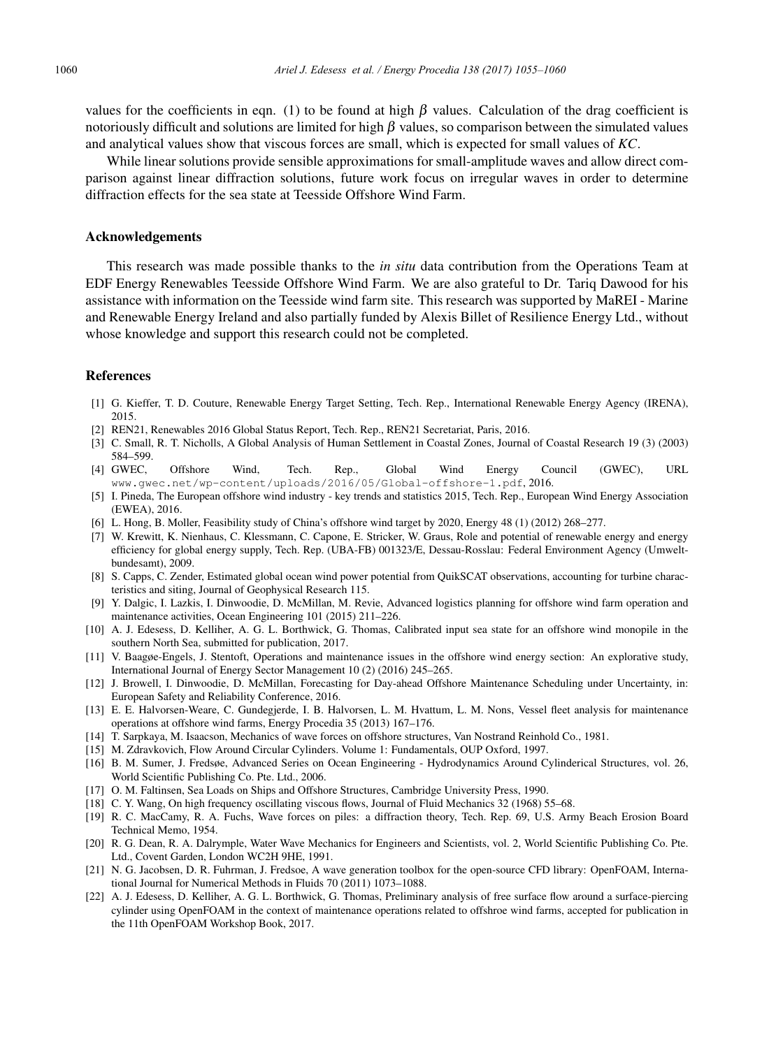values for the coefficients in eqn. (1) to be found at high $\beta$ values. Calculation of the drag coefficient is notoriously difficult and solutions are limited for high $\beta$ values, so comparison between the simulated values and analytical values show that viscous forces are small, which is expected for small values of $KC$.

While linear solutions provide sensible approximations for small-amplitude waves and allow direct comparison against linear diffraction solutions, future work focus on irregular waves in order to determine diffraction effects for the sea state at Teesside Offshore Wind Farm.

## Acknowledgements

This research was made possible thanks to the *in situ* data contribution from the Operations Team at EDF Energy Renewables Teesside Offshore Wind Farm. We are also grateful to Dr. Tariq Dawood for his assistance with information on the Teesside wind farm site. This research was supported by MaREI - Marine and Renewable Energy Ireland and also partially funded by Alexis Billet of Resilience Energy Ltd., without whose knowledge and support this research could not be completed.

## References

[1] G. Kieffer, T. D. Couture, Renewable Energy Target Setting, Tech. Rep., International Renewable Energy Agency (IRENA), 2015.

[2] REN21, Renewables 2016 Global Status Report, Tech. Rep., REN21 Secretariat, Paris, 2016.

[3] C. Small, R. T. Nicholls, A Global Analysis of Human Settlement in Coastal Zones, Journal of Coastal Research 19 (3) (2003) 584–599.

[4] GWEC, Offshore Wind, Tech. Rep., Global Wind Energy Council (GWEC), URL www.gwec.net/wp-content/uploads/2016/05/Global-offshore-1.pdf, 2016.

[5] I. Pineda, The European offshore wind industry - key trends and statistics 2015, Tech. Rep., European Wind Energy Association (EWEA), 2016.

[6] L. Hong, B. Moller, Feasibility study of China's offshore wind target by 2020, Energy 48 (1) (2012) 268–277.

[7] W. Krewitt, K. Nienhaus, C. Klessmann, C. Capone, E. Stricker, W. Graus, Role and potential of renewable energy and energy efficiency for global energy supply, Tech. Rep. (UBA-FB) 001323/E, Dessau-Rosslau: Federal Environment Agency (Umweltbundesamt), 2009.

[8] S. Capps, C. Zender, Estimated global ocean wind power potential from QuikSCAT observations, accounting for turbine characteristics and siting, Journal of Geophysical Research 115.

[9] Y. Dalgic, I. Lazkis, I. Dinwoodie, D. McMillan, M. Revie, Advanced logistics planning for offshore wind farm operation and maintenance activities, Ocean Engineering 101 (2015) 211–226.

[10] A. J. Edesess, D. Kelliher, A. G. L. Borthwick, G. Thomas, Calibrated input sea state for an offshore wind monopile in the southern North Sea, submitted for publication, 2017.

[11] V. Baagøe-Engels, J. Stentoft, Operations and maintenance issues in the offshore wind energy section: An explorative study, International Journal of Energy Sector Management 10 (2) (2016) 245–265.

[12] J. Browell, I. Dinwoodie, D. McMillan, Forecasting for Day-ahead Offshore Maintenance Scheduling under Uncertainty, in: European Safety and Reliability Conference, 2016.

[13] E. E. Halvorsen-Weare, C. Gundegjerde, I. B. Halvorsen, L. M. Hvattum, L. M. Nons, Vessel fleet analysis for maintenance operations at offshore wind farms, Energy Procedia 35 (2013) 167–176.

[14] T. Sarpkaya, M. Isaacson, Mechanics of wave forces on offshore structures, Van Nostrand Reinhold Co., 1981.

[15] M. Zdravkovich, Flow Around Circular Cylinders. Volume 1: Fundamentals, OUP Oxford, 1997.

[16] B. M. Sumer, J. Fredsøe, Advanced Series on Ocean Engineering - Hydrodynamics Around Cylinderical Structures, vol. 26, World Scientific Publishing Co. Pte. Ltd., 2006.

[17] O. M. Faltinsen, Sea Loads on Ships and Offshore Structures, Cambridge University Press, 1990.

[18] C. Y. Wang, On high frequency oscillating viscous flows, Journal of Fluid Mechanics 32 (1968) 55–68.

[19] R. C. MacCamy, R. A. Fuchs, Wave forces on piles: a diffraction theory, Tech. Rep. 69, U.S. Army Beach Erosion Board Technical Memo, 1954.

[20] R. G. Dean, R. A. Dalrymple, Water Wave Mechanics for Engineers and Scientists, vol. 2, World Scientific Publishing Co. Pte. Ltd., Covent Garden, London WC2H 9HE, 1991.

[21] N. G. Jacobsen, D. R. Fuhrman, J. Fredsoe, A wave generation toolbox for the open-source CFD library: OpenFOAM, International Journal for Numerical Methods in Fluids 70 (2011) 1073–1088.

[22] A. J. Edesess, D. Kelliher, A. G. L. Borthwick, G. Thomas, Preliminary analysis of free surface flow around a surface-piercing cylinder using OpenFOAM in the context of maintenance operations related to offshroe wind farms, accepted for publication in the 11th OpenFOAM Workshop Book, 2017.